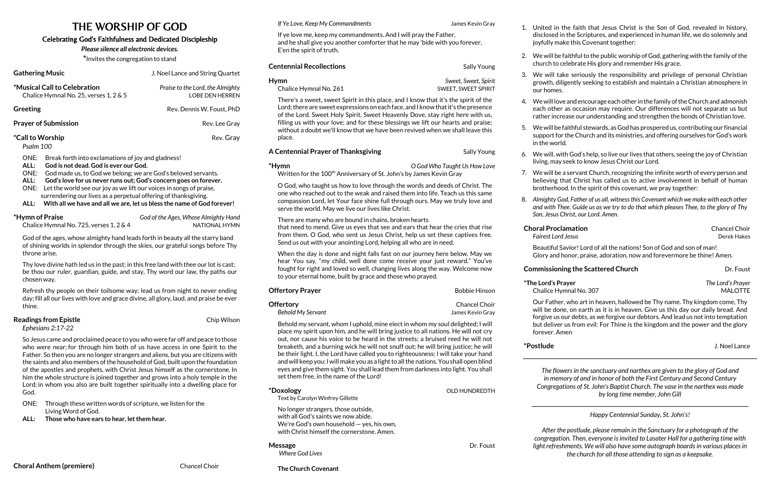# THE WORSHIP OF GOD

## Celebrating God's Faithfulness and Dedicated Discipleship

*Please silence all electronic devices.*

*Invites the congregation to stand

**Gathering Music** — J. Noel Lance and String Quartet

***Musical Call to Celebration** — *Praise to the Lord, the Almighty*
Chalice Hymnal No. 25, verses 1, 2 & 5 — LOBE DEN HERREN

**Greeting** — Rev. Dennis W. Foust, PhD

**Prayer of Submission** — Rev. Lee Gray

***Call to Worship** — Rev. Gray
*Psalm 100*

ONE: Break forth into exclamations of joy and gladness!
**ALL: God is not dead. God is ever our God.**
ONE: God made us, to God we belong; we are God's beloved servants.
**ALL: God's love for us never runs out; God's concern goes on forever.**
ONE: Let the world see our joy as we lift our voices in songs of praise, surrendering our lives as a perpetual offering of thanksgiving.
**ALL: With all we have and all we are, let us bless the name of God forever!**

***Hymn of Praise** — *God of the Ages, Whose Almighty Hand*
Chalice Hymnal No. 725, verses 1, 2 & 4 — NATIONAL HYMN

God of the ages, whose almighty hand leads forth in beauty all the starry band of shining worlds in splendor through the skies, our grateful songs before Thy throne arise.

Thy love divine hath led us in the past; in this free land with thee our lot is cast; be thou our ruler, guardian, guide, and stay, Thy word our law, thy paths our chosen way.

Refresh thy people on their toilsome way; lead us from night to never ending day; fill all our lives with love and grace divine, all glory, laud, and praise be ever thine.

**Readings from Epistle** — Chip Wilson
*Ephesians 2:17-22*

So Jesus came and proclaimed peace to you who were far off and peace to those who were near; for through him both of us have access in one Spirit to the Father. So then you are no longer strangers and aliens, but you are citizens with the saints and also members of the household of God, built upon the foundation of the apostles and prophets, with Christ Jesus himself as the cornerstone. In him the whole structure is joined together and grows into a holy temple in the Lord; in whom you also are built together spiritually into a dwelling place for God.

ONE: Through these written words of scripture, we listen for the Living Word of God.
**ALL: Those who have ears to hear, let them hear.**

**Choral Anthem (premiere)** — Chancel Choir
*If Ye Love, Keep My Commandments* — James Kevin Gray

If ye love me, keep my commandments. And I will pray the Father, and he shall give you another comforter that he may 'bide with you forever, E'en the spirit of truth.

**Centennial Recollections** — Sally Young

**Hymn** — *Sweet, Sweet, Spirit*
Chalice Hymnal No. 261 — SWEET, SWEET SPIRIT

There's a sweet, sweet Spirit in this place, and I know that it's the spirit of the Lord; there are sweet expressions on each face, and I know that it's the presence of the Lord. Sweet Holy Spirit, Sweet Heavenly Dove, stay right here with us, filling us with your love; and for these blessings we lift our hearts and praise; without a doubt we'll know that we have been revived when we shall leave this place.

**A Centennial Prayer of Thanksgiving** — Sally Young

***Hymn** — *O God Who Taught Us How Love*
Written for the 100th Anniversary of St. John's by James Kevin Gray

O God, who taught us how to love through the words and deeds of Christ. The one who reached out to the weak and raised them into life. Teach us this same compassion Lord, let Your face shine full through ours. May we truly love and serve the world. May we live our lives like Christ.

There are many who are bound in chains, broken hearts that need to mend. Give us eyes that see and ears that hear the cries that rise from them. O God, who sent us Jesus Christ, help us set these captives free. Send us out with your anointing Lord, helping all who are in need.

When the day is done and night falls fast on our journey here below. May we hear You say, "my child, well done come receive your just reward." You've fought for right and loved so well, changing lives along the way. Welcome now to your eternal home, built by grace and those who prayed.

**Offertory Prayer** — Bobbie Hinson

**Offertory** — Chancel Choir
*Behold My Servant* — James Kevin Gray

Behold my servant, whom I uphold, mine elect in whom my soul delighted; I will place my spirit upon him, and he will bring justice to all nations. He will not cry out, nor cause his voice to be heard in the streets; a bruised reed he will not breaketh, and a burning wick he will not snuff out; he will bring justice; he will be their light. I, the Lord have called you to righteousness; I will take your hand and will keep you; I will make you as a light to all the nations. You shall open blind eyes and give them sight. You shall lead them from darkness into light. You shall set them free, in the name of the Lord!

***Doxology** — OLD HUNDREDTH
Text by Carolyn Winfrey Gillette

No longer strangers, those outside,
with all God's saints we now abide.
We're God's own household — yes, his own,
with Christ himself the cornerstone. Amen.

**Message** — Dr. Foust
*Where God Lives*

**The Church Covenant**

1. United in the faith that Jesus Christ is the Son of God, revealed in history, disclosed in the Scriptures, and experienced in human life, we do solemnly and joyfully make this Covenant together:
2. We will be faithful to the public worship of God, gathering with the family of the church to celebrate His glory and remember His grace.
3. We will take seriously the responsibility and privilege of personal Christian growth, diligently seeking to establish and maintain a Christian atmosphere in our homes.
4. We will love and encourage each other in the family of the Church and admonish each other as occasion may require. Our differences will not separate us but rather increase our understanding and strengthen the bonds of Christian love.
5. We will be faithful stewards, as God has prospered us, contributing our financial support for the Church and its ministries, and offering ourselves for God's work in the world.
6. We will, with God's help, so live our lives that others, seeing the joy of Christian living, may seek to know Jesus Christ our Lord.
7. We will be a servant Church, recognizing the infinite worth of every person and believing that Christ has called us to active involvement in behalf of human brotherhood. In the spirit of this covenant, we pray together:
8. *Almighty God, Father of us all, witness this Covenant which we make with each other and with Thee. Guide us as we try to do that which pleases Thee, to the glory of Thy Son, Jesus Christ, our Lord. Amen.*

**Choral Proclamation** — Chancel Choir
*Fairest Lord Jesus* — Derek Hakes

Beautiful Savior! Lord of all the nations! Son of God and son of man! Glory and honor, praise, adoration, now and forevermore be thine! Amen.

**Commissioning the Scattered Church** — Dr. Foust

***The Lord's Prayer** — *The Lord's Prayer*
Chalice Hymnal No. 307 — MALOTTE

Our Father, who art in heaven, hallowed be Thy name. Thy kingdom come, Thy will be done, on earth as it is in heaven. Give us this day our daily bread. And forgive us our debts, as we forgive our debtors. And lead us not into temptation but deliver us from evil: For Thine is the kingdom and the power and the glory forever. Amen

***Postlude** — J. Noel Lance

---

*The flowers in the sanctuary and narthex are given to the glory of God and in memory of and in honor of both the First Century and Second Century Congregations of St. John's Baptist Church. The vase in the narthex was made by long time member, John Gill*

---

*Happy Centennial Sunday, St. John's!*

*After the postlude, please remain in the Sanctuary for a photograph of the congregation. Then, everyone is invited to Lasater Hall for a gathering time with light refreshments. We will also have some autograph boards in various places in the church for all those attending to sign as a keepsake.*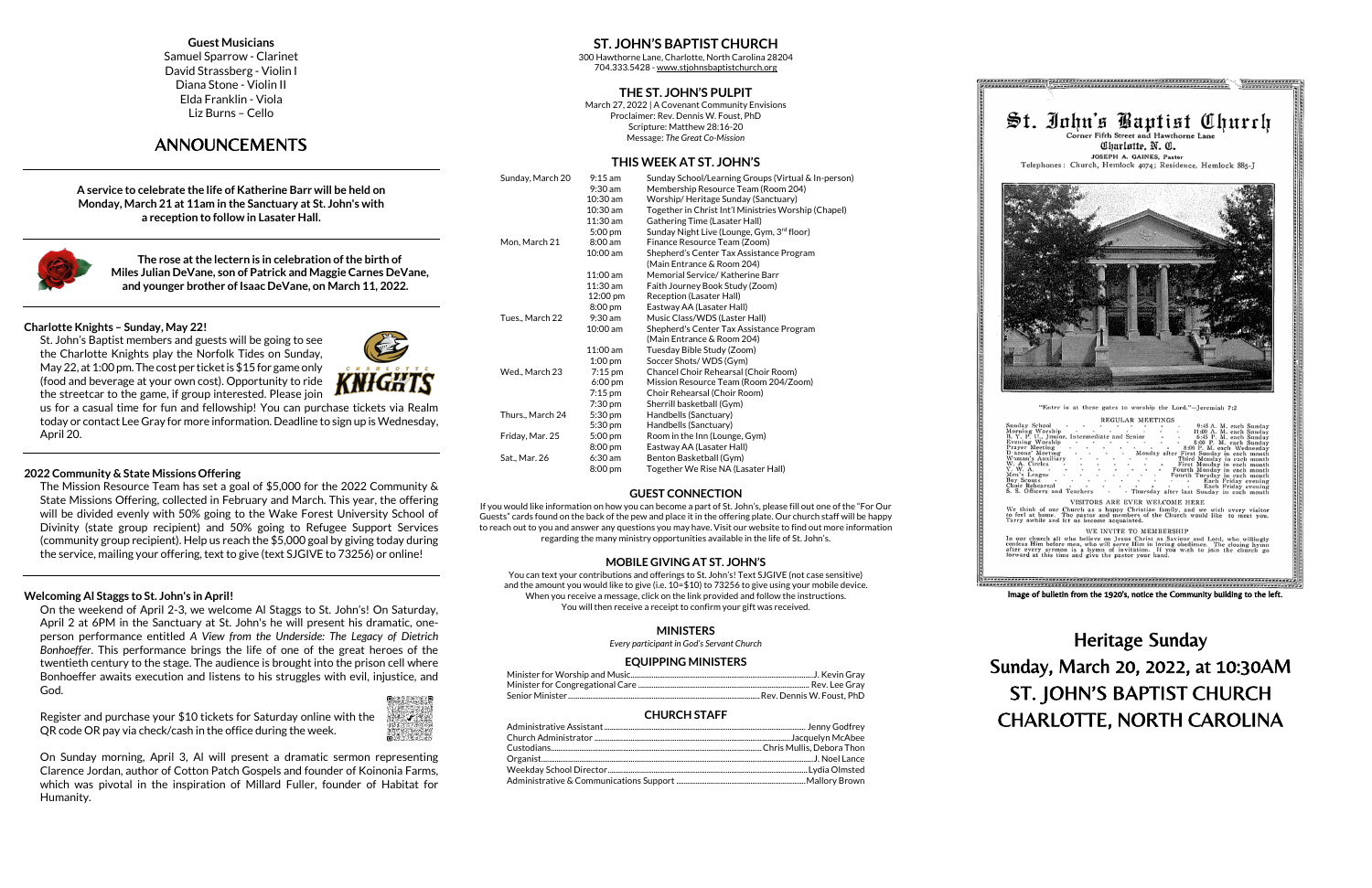**Guest Musicians**

Samuel Sparrow - Clarinet
David Strassberg - Violin I
Diana Stone - Violin II
Elda Franklin - Viola
Liz Burns – Cello

# ANNOUNCEMENTS

**A service to celebrate the life of Katherine Barr will be held on Monday, March 21 at 11am in the Sanctuary at St. John's with a reception to follow in Lasater Hall.**

**The rose at the lectern is in celebration of the birth of Miles Julian DeVane, son of Patrick and Maggie Carnes DeVane, and younger brother of Isaac DeVane, on March 11, 2022.**

### Charlotte Knights – Sunday, May 22!

St. John's Baptist members and guests will be going to see the Charlotte Knights play the Norfolk Tides on Sunday, May 22, at 1:00 pm. The cost per ticket is $15 for game only (food and beverage at your own cost). Opportunity to ride the streetcar to the game, if group interested. Please join us for a casual time for fun and fellowship! You can purchase tickets via Realm today or contact Lee Gray for more information. Deadline to sign up is Wednesday, April 20.

### 2022 Community & State Missions Offering

The Mission Resource Team has set a goal of $5,000 for the 2022 Community & State Missions Offering, collected in February and March. This year, the offering will be divided evenly with 50% going to the Wake Forest University School of Divinity (state group recipient) and 50% going to Refugee Support Services (community group recipient). Help us reach the $5,000 goal by giving today during the service, mailing your offering, text to give (text SJGIVE to 73256) or online!

### Welcoming Al Staggs to St. John's in April!

On the weekend of April 2-3, we welcome Al Staggs to St. John's! On Saturday, April 2 at 6PM in the Sanctuary at St. John's he will present his dramatic, one-person performance entitled *A View from the Underside: The Legacy of Dietrich Bonhoeffer*. This performance brings the life of one of the great heroes of the twentieth century to the stage. The audience is brought into the prison cell where Bonhoeffer awaits execution and listens to his struggles with evil, injustice, and God.

Register and purchase your $10 tickets for Saturday online with the QR code OR pay via check/cash in the office during the week.

On Sunday morning, April 3, Al will present a dramatic sermon representing Clarence Jordan, author of Cotton Patch Gospels and founder of Koinonia Farms, which was pivotal in the inspiration of Millard Fuller, founder of Habitat for Humanity.

## ST. JOHN'S BAPTIST CHURCH

300 Hawthorne Lane, Charlotte, North Carolina 28204
704.333.5428 · www.stjohnsbaptistchurch.org

### THE ST. JOHN'S PULPIT

March 27, 2022 | A Covenant Community Envisions
Proclaimer: Rev. Dennis W. Foust, PhD
Scripture: Matthew 28:16-20
Message: *The Great Co-Mission*

### THIS WEEK AT ST. JOHN'S

| | | |
|---|---|---|
| Sunday, March 20 | 9:15 am | Sunday School/Learning Groups (Virtual & In-person) |
| | 9:30 am | Membership Resource Team (Room 204) |
| | 10:30 am | Worship/ Heritage Sunday (Sanctuary) |
| | 10:30 am | Together in Christ Int'l Ministries Worship (Chapel) |
| | 11:30 am | Gathering Time (Lasater Hall) |
| | 5:00 pm | Sunday Night Live (Lounge, Gym, 3rd floor) |
| Mon, March 21 | 8:00 am | Finance Resource Team (Zoom) |
| | 10:00 am | Shepherd's Center Tax Assistance Program (Main Entrance & Room 204) |
| | 11:00 am | Memorial Service/ Katherine Barr |
| | 11:30 am | Faith Journey Book Study (Zoom) |
| | 12:00 pm | Reception (Lasater Hall) |
| | 8:00 pm | Eastway AA (Lasater Hall) |
| Tues., March 22 | 9:30 am | Music Class/WDS (Laster Hall) |
| | 10:00 am | Shepherd's Center Tax Assistance Program (Main Entrance & Room 204) |
| | 11:00 am | Tuesday Bible Study (Zoom) |
| | 1:00 pm | Soccer Shots/ WDS (Gym) |
| Wed., March 23 | 7:15 pm | Chancel Choir Rehearsal (Choir Room) |
| | 6:00 pm | Mission Resource Team (Room 204/Zoom) |
| | 7:15 pm | Choir Rehearsal (Choir Room) |
| | 7:30 pm | Sherrill basketball (Gym) |
| Thurs., March 24 | 5:30 pm | Handbells (Sanctuary) |
| | 5:30 pm | Handbells (Sanctuary) |
| Friday, Mar. 25 | 5:00 pm | Room in the Inn (Lounge, Gym) |
| | 8:00 pm | Eastway AA (Lasater Hall) |
| Sat., Mar. 26 | 6:30 am | Benton Basketball (Gym) |
| | 8:00 pm | Together We Rise NA (Lasater Hall) |

### GUEST CONNECTION

If you would like information on how you can become a part of St. John's, please fill out one of the "For Our Guests" cards found on the back of the pew and place it in the offering plate. Our church staff will be happy to reach out to you and answer any questions you may have. Visit our website to find out more information regarding the many ministry opportunities available in the life of St. John's.

### MOBILE GIVING AT ST. JOHN'S

You can text your contributions and offerings to St. John's! Text SJGIVE (not case sensitive) and the amount you would like to give (i.e. 10=$10) to 73256 to give using your mobile device. When you receive a message, click on the link provided and follow the instructions. You will then receive a receipt to confirm your gift was received.

### MINISTERS

*Every participant in God's Servant Church*

### EQUIPPING MINISTERS

Minister for Worship and Music ........ J. Kevin Gray
Minister for Congregational Care ........ Rev. Lee Gray
Senior Minister ........ Rev. Dennis W. Foust, PhD

### CHURCH STAFF

Administrative Assistant ........ Jenny Godfrey
Church Administrator ........ Jacquelyn McAbee
Custodians ........ Chris Mullis, Debora Thon
Organist ........ J. Noel Lance
Weekday School Director ........ Lydia Olmsted
Administrative & Communications Support ........ Mallory Brown

# St. John's Baptist Church

Corner Fifth Street and Hawthorne Lane
Charlotte, N. C.
JOSEPH A. GAINES, Pastor
Telephones: Church, Hemlock 4074; Residence, Hemlock 885-J

"Enter in at these gates to worship the Lord."—Jeremiah 7:2

REGULAR MEETINGS

| | |
|---|---|
| Sunday School | 9:45 A. M. each Sunday |
| Morning Worship | 11:00 A. M. each Sunday |
| B. Y. P. U., Junior, Intermediate and Senior | 6:45 P. M. each Sunday |
| Evening Worship | 8:00 P. M. each Sunday |
| Prayer Meeting | 8:00 P. M. each Wednesday |
| Deacons' Meeting | Monday after First Sunday in each month |
| Woman's Auxiliary | Third Monday in each month |
| W. A. Circles | First Monday in each month |
| Y. W. A. | Fourth Monday in each month |
| Men's League | Fourth Tuesday in each month |
| Boy Scouts | Each Friday evening |
| Choir Rehearsal | Each Friday evening |
| S. S. Officers and Teachers | Thursday after last Sunday in each month |

VISITORS ARE EVER WELCOME HERE

We think of our Church as a happy Christian family, and we wish every visitor to feel at home. The pastor and members of the Church would like to meet you. Tarry awhile and let us become acquainted.

WE INVITE TO MEMBERSHIP

In our church all who believe on Jesus Christ as Saviour and Lord, who willingly confess Him before men, who will serve Him in loving obedience. The closing hymn after every sermon is a hymn of invitation. If you wish to join the church go forward at this time and give the pastor your hand.

Image of bulletin from the 1920's, notice the Community building to the left.

# Heritage Sunday

## Sunday, March 20, 2022, at 10:30AM
## ST. JOHN'S BAPTIST CHURCH
## CHARLOTTE, NORTH CAROLINA